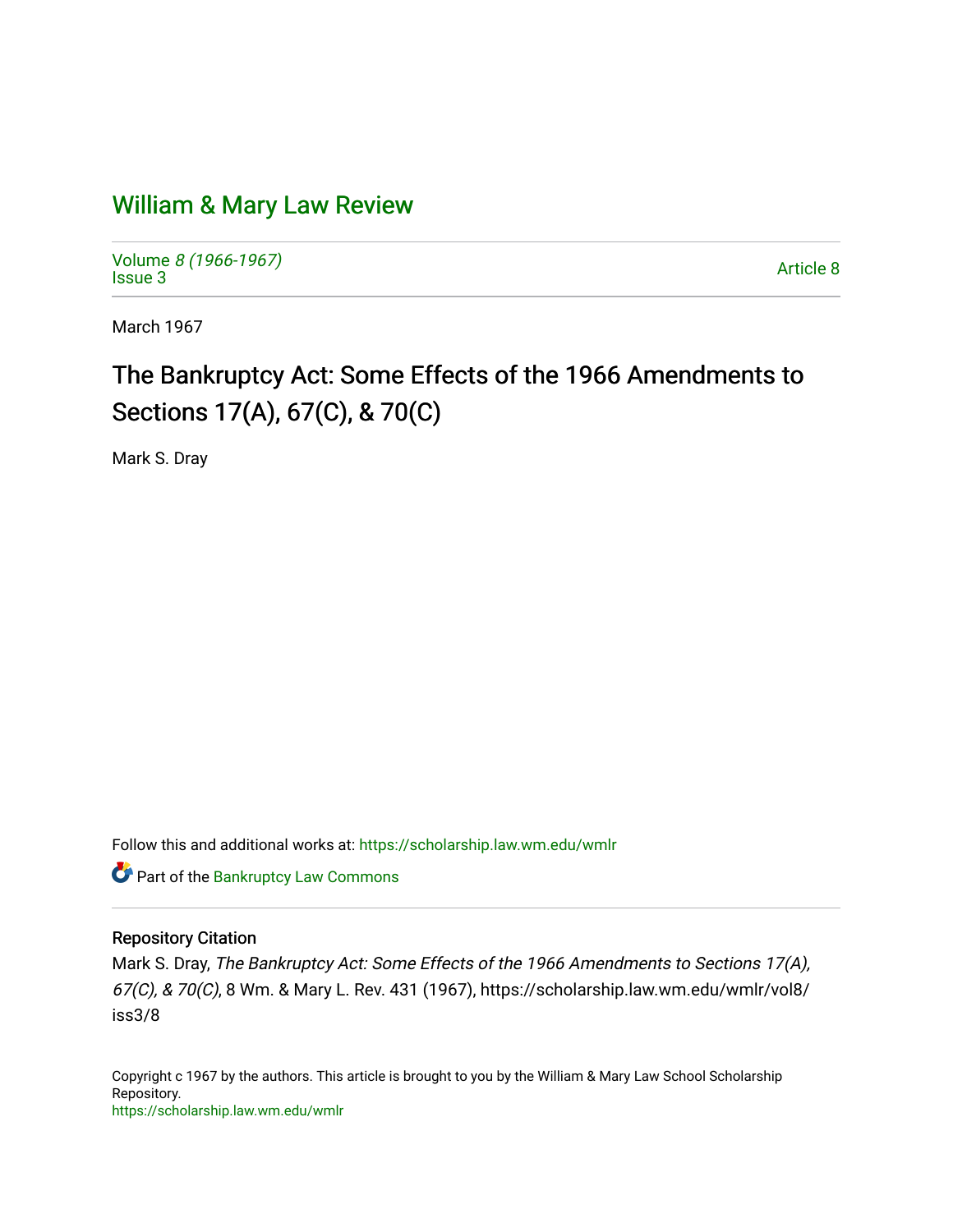# William & Mary Law Review

Volume *8 (1966-1967)*
Issue 3

Article 8

March 1967

## The Bankruptcy Act: Some Effects of the 1966 Amendments to Sections 17(A), 67(C), & 70(C)

Mark S. Dray

Follow this and additional works at: https://scholarship.law.wm.edu/wmlr

Part of the Bankruptcy Law Commons

### Repository Citation

Mark S. Dray, *The Bankruptcy Act: Some Effects of the 1966 Amendments to Sections 17(A), 67(C), & 70(C)*, 8 Wm. & Mary L. Rev. 431 (1967), https://scholarship.law.wm.edu/wmlr/vol8/iss3/8

Copyright c 1967 by the authors. This article is brought to you by the William & Mary Law School Scholarship Repository.
https://scholarship.law.wm.edu/wmlr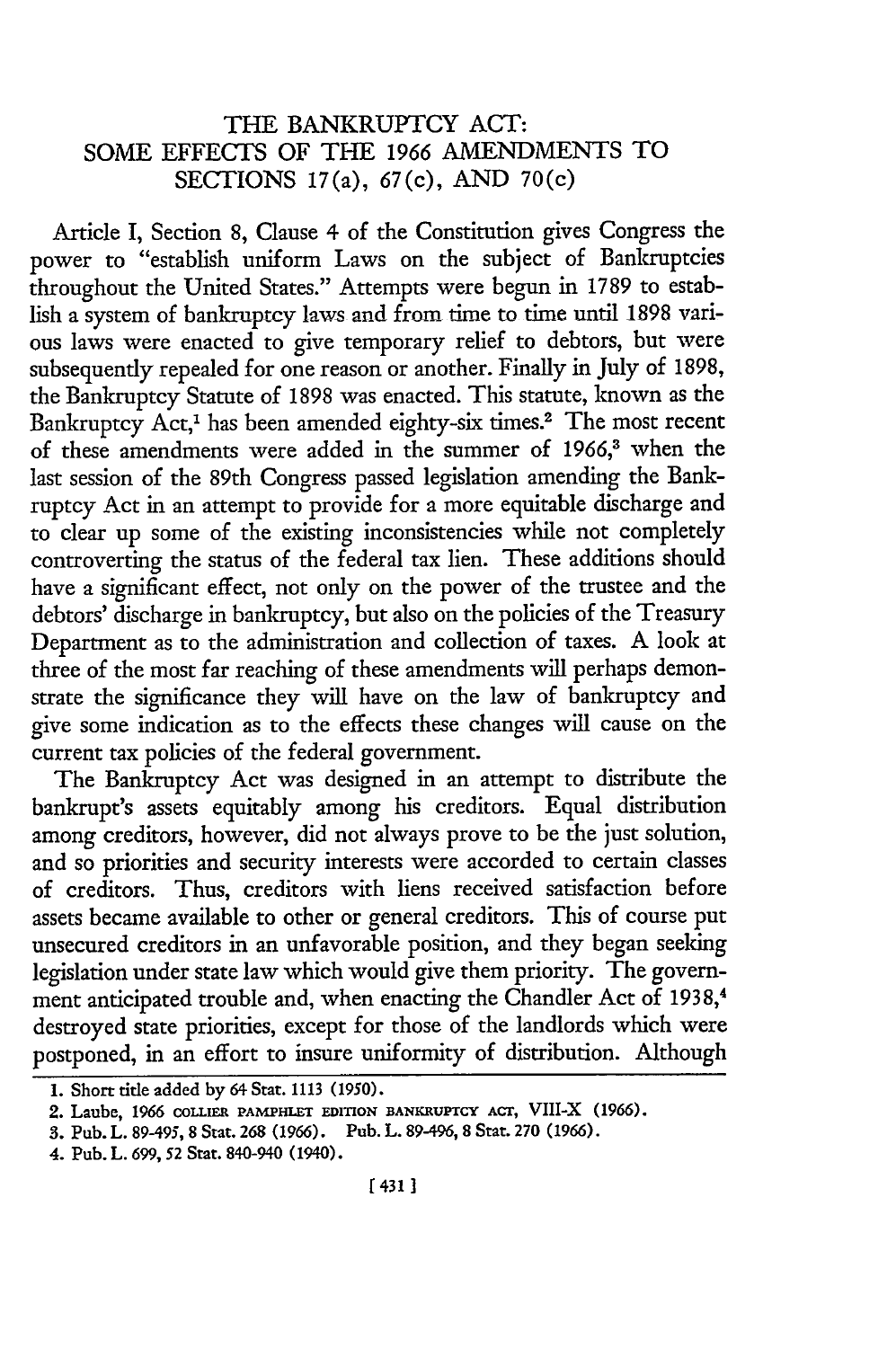# THE BANKRUPTCY ACT: SOME EFFECTS OF THE 1966 AMENDMENTS TO SECTIONS 17(a), 67(c), AND 70(c)

Article I, Section 8, Clause 4 of the Constitution gives Congress the power to "establish uniform Laws on the subject of Bankruptcies throughout the United States." Attempts were begun in 1789 to establish a system of bankruptcy laws and from time to time until 1898 various laws were enacted to give temporary relief to debtors, but were subsequently repealed for one reason or another. Finally in July of 1898, the Bankruptcy Statute of 1898 was enacted. This statute, known as the Bankruptcy Act,[1] has been amended eighty-six times.[2] The most recent of these amendments were added in the summer of 1966,[3] when the last session of the 89th Congress passed legislation amending the Bankruptcy Act in an attempt to provide for a more equitable discharge and to clear up some of the existing inconsistencies while not completely controverting the status of the federal tax lien. These additions should have a significant effect, not only on the power of the trustee and the debtors' discharge in bankruptcy, but also on the policies of the Treasury Department as to the administration and collection of taxes. A look at three of the most far reaching of these amendments will perhaps demonstrate the significance they will have on the law of bankruptcy and give some indication as to the effects these changes will cause on the current tax policies of the federal government.

The Bankruptcy Act was designed in an attempt to distribute the bankrupt's assets equitably among his creditors. Equal distribution among creditors, however, did not always prove to be the just solution, and so priorities and security interests were accorded to certain classes of creditors. Thus, creditors with liens received satisfaction before assets became available to other or general creditors. This of course put unsecured creditors in an unfavorable position, and they began seeking legislation under state law which would give them priority. The government anticipated trouble and, when enacting the Chandler Act of 1938,[4] destroyed state priorities, except for those of the landlords which were postponed, in an effort to insure uniformity of distribution. Although

1. Short title added by 64 Stat. 1113 (1950).

2. Laube, 1966 COLLIER PAMPHLET EDITION BANKRUPTCY ACT, VIII-X (1966).

3. Pub. L. 89-495, 8 Stat. 268 (1966). Pub. L. 89-496, 8 Stat. 270 (1966).

4. Pub. L. 699, 52 Stat. 840-940 (1940).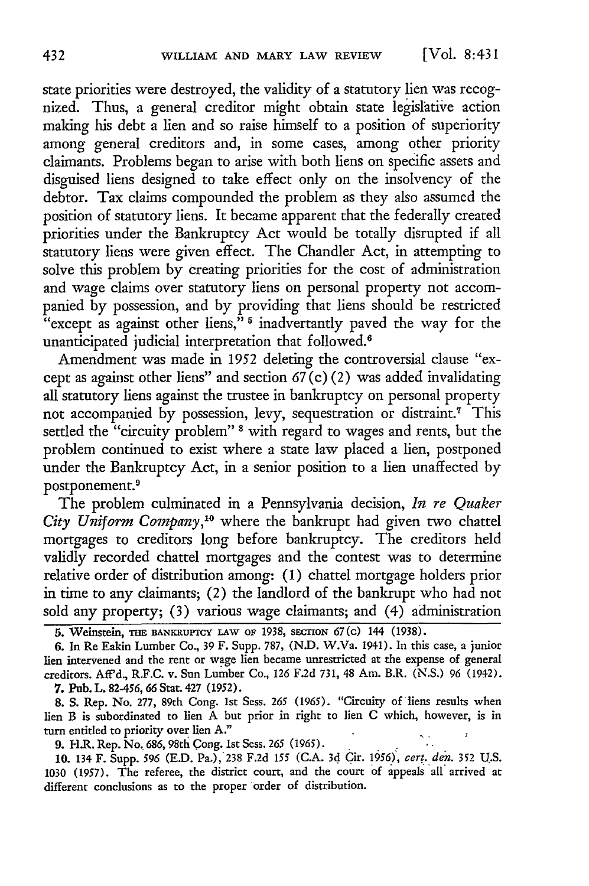state priorities were destroyed, the validity of a statutory lien was recognized. Thus, a general creditor might obtain state legislative action making his debt a lien and so raise himself to a position of superiority among general creditors and, in some cases, among other priority claimants. Problems began to arise with both liens on specific assets and disguised liens designed to take effect only on the insolvency of the debtor. Tax claims compounded the problem as they also assumed the position of statutory liens. It became apparent that the federally created priorities under the Bankruptcy Act would be totally disrupted if all statutory liens were given effect. The Chandler Act, in attempting to solve this problem by creating priorities for the cost of administration and wage claims over statutory liens on personal property not accompanied by possession, and by providing that liens should be restricted "except as against other liens," [5] inadvertantly paved the way for the unanticipated judicial interpretation that followed.[6]

Amendment was made in 1952 deleting the controversial clause "except as against other liens" and section 67(c)(2) was added invalidating all statutory liens against the trustee in bankruptcy on personal property not accompanied by possession, levy, sequestration or distraint.[7] This settled the "circuity problem" [8] with regard to wages and rents, but the problem continued to exist where a state law placed a lien, postponed under the Bankruptcy Act, in a senior position to a lien unaffected by postponement.[9]

The problem culminated in a Pennsylvania decision, *In re Quaker City Uniform Company*,[10] where the bankrupt had given two chattel mortgages to creditors long before bankruptcy. The creditors held validly recorded chattel mortgages and the contest was to determine relative order of distribution among: (1) chattel mortgage holders prior in time to any claimants; (2) the landlord of the bankrupt who had not sold any property; (3) various wage claimants; and (4) administration

---

5. Weinstein, THE BANKRUPTCY LAW OF 1938, SECTION 67(c) 144 (1938).

6. In Re Eakin Lumber Co., 39 F. Supp. 787, (N.D. W.Va. 1941). In this case, a junior lien intervened and the rent or wage lien became unrestricted at the expense of general creditors. Aff'd., R.F.C. v. Sun Lumber Co., 126 F.2d 731, 48 Am. B.R. (N.S.) 96 (1942).

7. Pub. L. 82-456, 66 Stat. 427 (1952).

8. S. Rep. No. 277, 89th Cong. 1st Sess. 265 (1965). "Circuity of liens results when lien B is subordinated to lien A but prior in right to lien C which, however, is in turn entitled to priority over lien A."

9. H.R. Rep. No. 686, 98th Cong. 1st Sess. 265 (1965).

10. 134 F. Supp. 596 (E.D. Pa.), 238 F.2d 155 (C.A. 3d Cir. 1956), *cert. den.* 352 U.S. 1030 (1957). The referee, the district court, and the court of appeals all arrived at different conclusions as to the proper order of distribution.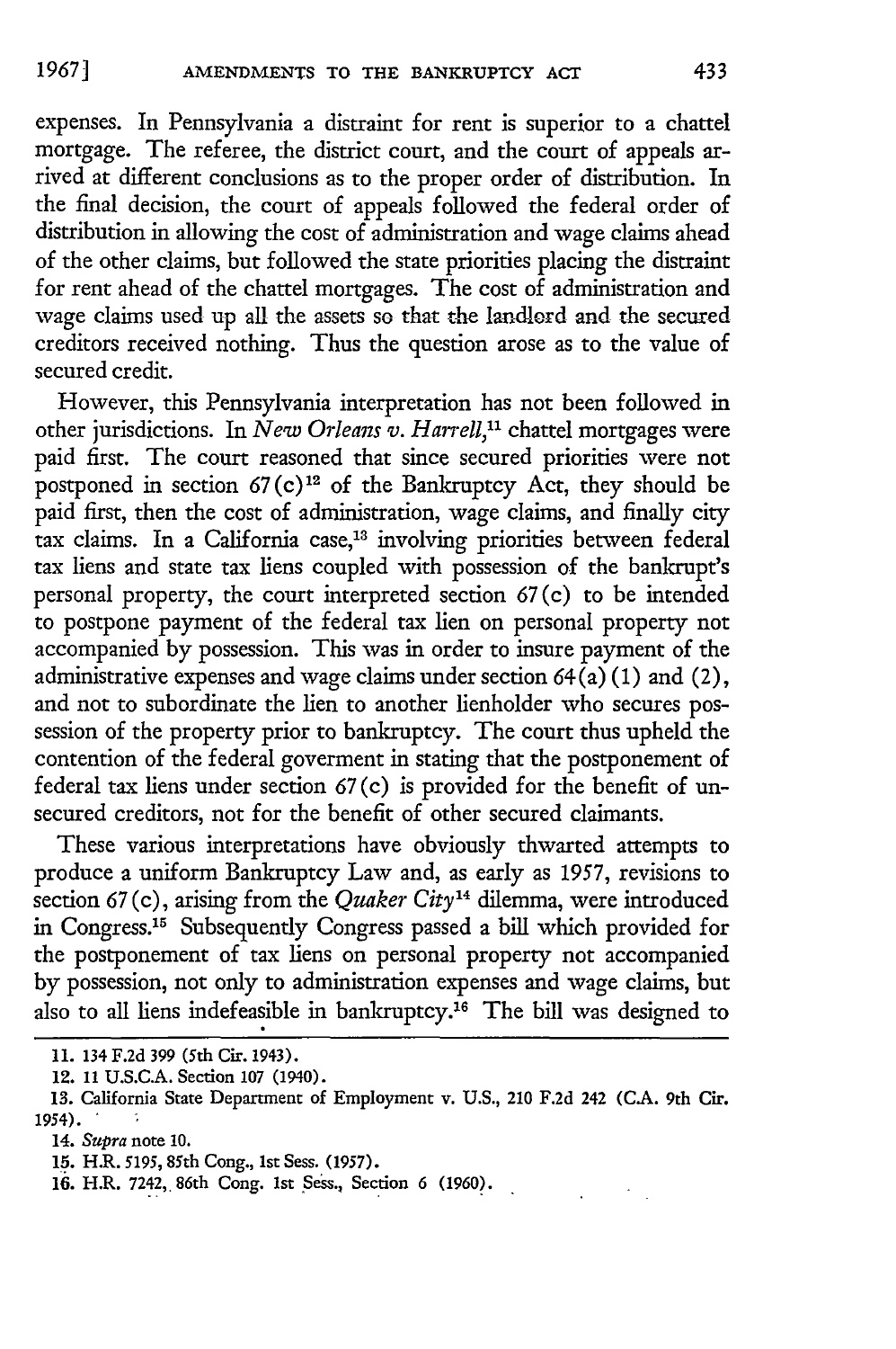expenses. In Pennsylvania a distraint for rent is superior to a chattel mortgage. The referee, the district court, and the court of appeals arrived at different conclusions as to the proper order of distribution. In the final decision, the court of appeals followed the federal order of distribution in allowing the cost of administration and wage claims ahead of the other claims, but followed the state priorities placing the distraint for rent ahead of the chattel mortgages. The cost of administration and wage claims used up all the assets so that the landlord and the secured creditors received nothing. Thus the question arose as to the value of secured credit.

However, this Pennsylvania interpretation has not been followed in other jurisdictions. In *New Orleans v. Harrell*,[11] chattel mortgages were paid first. The court reasoned that since secured priorities were not postponed in section 67(c)[12] of the Bankruptcy Act, they should be paid first, then the cost of administration, wage claims, and finally city tax claims. In a California case,[13] involving priorities between federal tax liens and state tax liens coupled with possession of the bankrupt's personal property, the court interpreted section 67(c) to be intended to postpone payment of the federal tax lien on personal property not accompanied by possession. This was in order to insure payment of the administrative expenses and wage claims under section 64(a)(1) and (2), and not to subordinate the lien to another lienholder who secures possession of the property prior to bankruptcy. The court thus upheld the contention of the federal goverment in stating that the postponement of federal tax liens under section 67(c) is provided for the benefit of unsecured creditors, not for the benefit of other secured claimants.

These various interpretations have obviously thwarted attempts to produce a uniform Bankruptcy Law and, as early as 1957, revisions to section 67(c), arising from the *Quaker City*[14] dilemma, were introduced in Congress.[15] Subsequently Congress passed a bill which provided for the postponement of tax liens on personal property not accompanied by possession, not only to administration expenses and wage claims, but also to all liens indefeasible in bankruptcy.[16] The bill was designed to

---

11. 134 F.2d 399 (5th Cir. 1943).

12. 11 U.S.C.A. Section 107 (1940).

13. California State Department of Employment v. U.S., 210 F.2d 242 (C.A. 9th Cir. 1954).

14. *Supra* note 10.

15. H.R. 5195, 85th Cong., 1st Sess. (1957).

16. H.R. 7242, 86th Cong. 1st Sess., Section 6 (1960).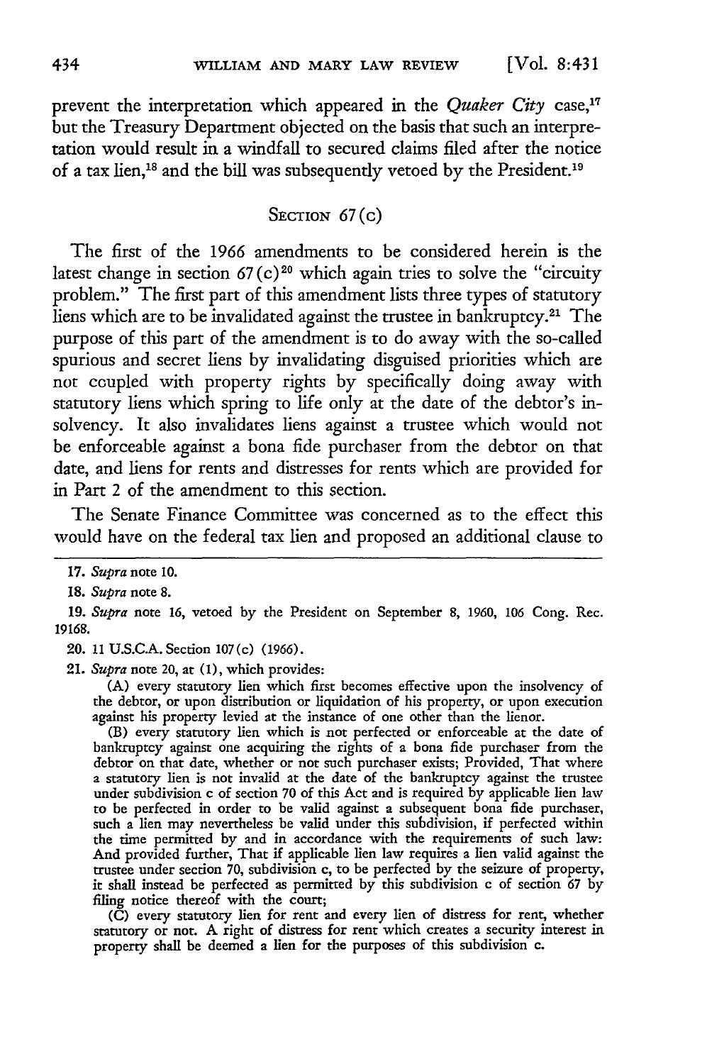prevent the interpretation which appeared in the *Quaker City* case,[17] but the Treasury Department objected on the basis that such an interpretation would result in a windfall to secured claims filed after the notice of a tax lien,[18] and the bill was subsequently vetoed by the President.[19]

## SECTION 67(c)

The first of the 1966 amendments to be considered herein is the latest change in section 67(c)[20] which again tries to solve the "circuity problem." The first part of this amendment lists three types of statutory liens which are to be invalidated against the trustee in bankruptcy.[21] The purpose of this part of the amendment is to do away with the so-called spurious and secret liens by invalidating disguised priorities which are not coupled with property rights by specifically doing away with statutory liens which spring to life only at the date of the debtor's insolvency. It also invalidates liens against a trustee which would not be enforceable against a bona fide purchaser from the debtor on that date, and liens for rents and distresses for rents which are provided for in Part 2 of the amendment to this section.

The Senate Finance Committee was concerned as to the effect this would have on the federal tax lien and proposed an additional clause to

---

17. *Supra* note 10.

18. *Supra* note 8.

19. *Supra* note 16, vetoed by the President on September 8, 1960, 106 Cong. Rec. 19168.

20. 11 U.S.C.A. Section 107(c) (1966).

21. *Supra* note 20, at (1), which provides:

(A) every statutory lien which first becomes effective upon the insolvency of the debtor, or upon distribution or liquidation of his property, or upon execution against his property levied at the instance of one other than the lienor.

(B) every statutory lien which is not perfected or enforceable at the date of bankruptcy against one acquiring the rights of a bona fide purchaser from the debtor on that date, whether or not such purchaser exists; Provided, That where a statutory lien is not invalid at the date of the bankruptcy against the trustee under subdivision c of section 70 of this Act and is required by applicable lien law to be perfected in order to be valid against a subsequent bona fide purchaser, such a lien may nevertheless be valid under this subdivision, if perfected within the time permitted by and in accordance with the requirements of such law: And provided further, That if applicable lien law requires a lien valid against the trustee under section 70, subdivision c, to be perfected by the seizure of property, it shall instead be perfected as permitted by this subdivision c of section 67 by filing notice thereof with the court;

(C) every statutory lien for rent and every lien of distress for rent, whether statutory or not. A right of distress for rent which creates a security interest in property shall be deemed a lien for the purposes of this subdivision c.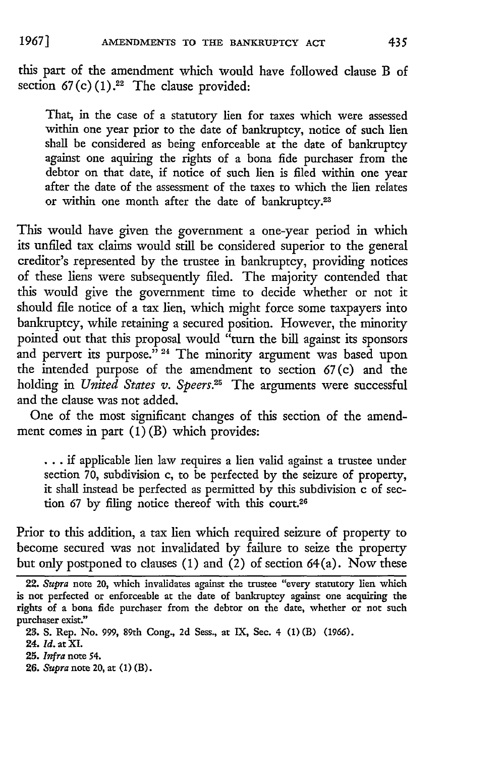this part of the amendment which would have followed clause B of section 67(c)(1).[22] The clause provided:

> That, in the case of a statutory lien for taxes which were assessed within one year prior to the date of bankruptcy, notice of such lien shall be considered as being enforceable at the date of bankruptcy against one aquiring the rights of a bona fide purchaser from the debtor on that date, if notice of such lien is filed within one year after the date of the assessment of the taxes to which the lien relates or within one month after the date of bankruptcy.[23]

This would have given the government a one-year period in which its unfiled tax claims would still be considered superior to the general creditor's represented by the trustee in bankruptcy, providing notices of these liens were subsequently filed. The majority contended that this would give the government time to decide whether or not it should file notice of a tax lien, which might force some taxpayers into bankruptcy, while retaining a secured position. However, the minority pointed out that this proposal would "turn the bill against its sponsors and pervert its purpose."[24] The minority argument was based upon the intended purpose of the amendment to section 67(c) and the holding in *United States v. Speers*.[25] The arguments were successful and the clause was not added.

One of the most significant changes of this section of the amendment comes in part (1)(B) which provides:

> . . . if applicable lien law requires a lien valid against a trustee under section 70, subdivision c, to be perfected by the seizure of property, it shall instead be perfected as permitted by this subdivision c of section 67 by filing notice thereof with this court.[26]

Prior to this addition, a tax lien which required seizure of property to become secured was not invalidated by failure to seize the property but only postponed to clauses (1) and (2) of section 64(a). Now these

---

22. *Supra* note 20, which invalidates against the trustee "every statutory lien which is not perfected or enforceable at the date of bankruptcy against one acquiring the rights of a bona fide purchaser from the debtor on the date, whether or not such purchaser exist."

23. S. Rep. No. 999, 89th Cong., 2d Sess., at IX, Sec. 4 (1)(B) (1966).

24. *Id.* at XI.

25. *Infra* note 54.

26. *Supra* note 20, at (1)(B).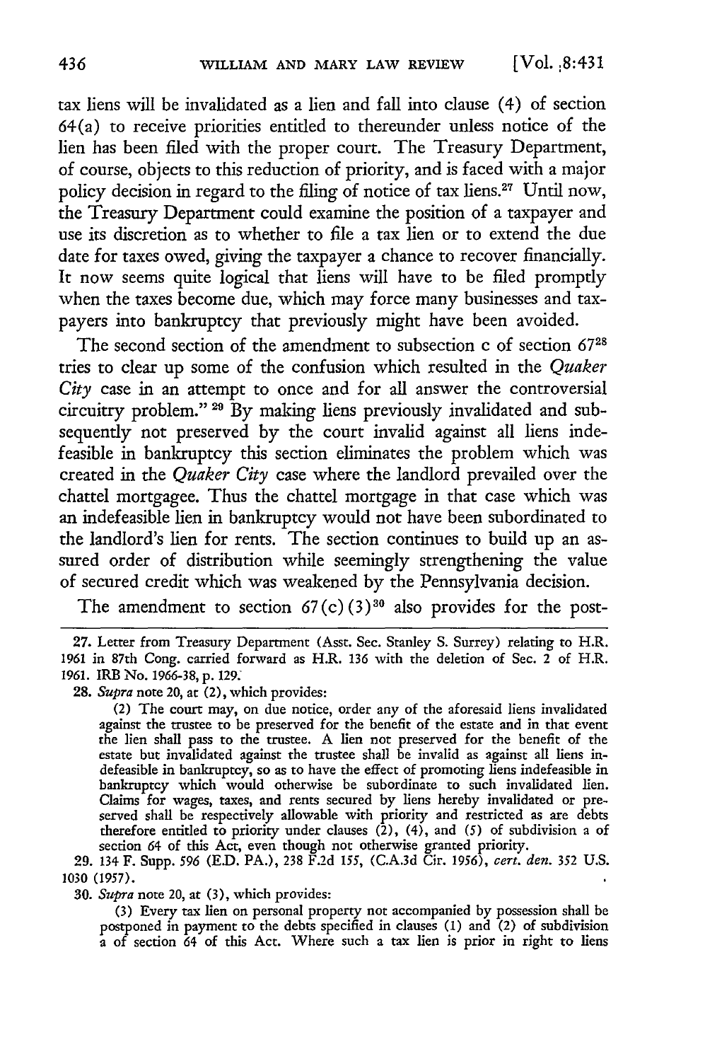tax liens will be invalidated as a lien and fall into clause (4) of section 64(a) to receive priorities entitled to thereunder unless notice of the lien has been filed with the proper court. The Treasury Department, of course, objects to this reduction of priority, and is faced with a major policy decision in regard to the filing of notice of tax liens.[27] Until now, the Treasury Department could examine the position of a taxpayer and use its discretion as to whether to file a tax lien or to extend the due date for taxes owed, giving the taxpayer a chance to recover financially. It now seems quite logical that liens will have to be filed promptly when the taxes become due, which may force many businesses and taxpayers into bankruptcy that previously might have been avoided.

The second section of the amendment to subsection c of section 67[28] tries to clear up some of the confusion which resulted in the *Quaker City* case in an attempt to once and for all answer the controversial circuitry problem."[29] By making liens previously invalidated and subsequently not preserved by the court invalid against all liens indefeasible in bankruptcy this section eliminates the problem which was created in the *Quaker City* case where the landlord prevailed over the chattel mortgagee. Thus the chattel mortgage in that case which was an indefeasible lien in bankruptcy would not have been subordinated to the landlord's lien for rents. The section continues to build up an assured order of distribution while seemingly strengthening the value of secured credit which was weakened by the Pennsylvania decision.

The amendment to section 67(c)(3)[30] also provides for the post-

---

27. Letter from Treasury Department (Asst. Sec. Stanley S. Surrey) relating to H.R. 1961 in 87th Cong. carried forward as H.R. 136 with the deletion of Sec. 2 of H.R. 1961. IRB No. 1966-38, p. 129.

28. *Supra* note 20, at (2), which provides:

(2) The court may, on due notice, order any of the aforesaid liens invalidated against the trustee to be preserved for the benefit of the estate and in that event the lien shall pass to the trustee. A lien not preserved for the benefit of the estate but invalidated against the trustee shall be invalid as against all liens indefeasible in bankruptcy, so as to have the effect of promoting liens indefeasible in bankruptcy which would otherwise be subordinate to such invalidated lien. Claims for wages, taxes, and rents secured by liens hereby invalidated or preserved shall be respectively allowable with priority and restricted as are debts therefore entitled to priority under clauses (2), (4), and (5) of subdivision a of section 64 of this Act, even though not otherwise granted priority.

29. 134 F. Supp. 596 (E.D. PA.), 238 F.2d 155, (C.A.3d Cir. 1956), *cert. den.* 352 U.S. 1030 (1957).

30. *Supra* note 20, at (3), which provides:

(3) Every tax lien on personal property not accompanied by possession shall be postponed in payment to the debts specified in clauses (1) and (2) of subdivision a of section 64 of this Act. Where such a tax lien is prior in right to liens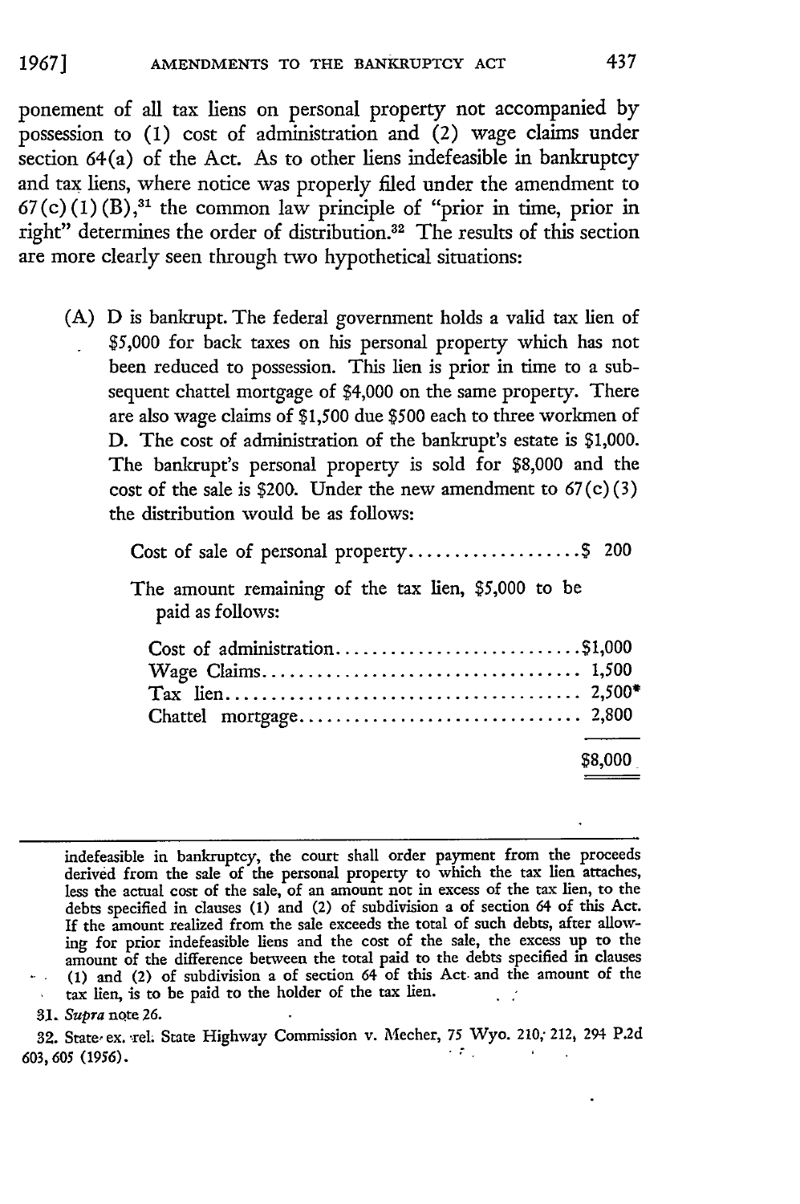ponement of all tax liens on personal property not accompanied by possession to (1) cost of administration and (2) wage claims under section 64(a) of the Act. As to other liens indefeasible in bankruptcy and tax liens, where notice was properly filed under the amendment to 67(c)(1)(B),[31] the common law principle of "prior in time, prior in right" determines the order of distribution.[32] The results of this section are more clearly seen through two hypothetical situations:

(A) D is bankrupt. The federal government holds a valid tax lien of $5,000 for back taxes on his personal property which has not been reduced to possession. This lien is prior in time to a subsequent chattel mortgage of $4,000 on the same property. There are also wage claims of $1,500 due $500 each to three workmen of D. The cost of administration of the bankrupt's estate is $1,000. The bankrupt's personal property is sold for $8,000 and the cost of the sale is $200. Under the new amendment to 67(c)(3) the distribution would be as follows:

| | |
|---|---|
| Cost of sale of personal property | $ 200 |
| The amount remaining of the tax lien, $5,000 to be paid as follows: | |
| Cost of administration | $1,000 |
| Wage Claims | 1,500 |
| Tax lien | 2,500* |
| Chattel mortgage | 2,800 |
| | $8,000 |

---

indefeasible in bankruptcy, the court shall order payment from the proceeds derived from the sale of the personal property to which the tax lien attaches, less the actual cost of the sale, of an amount not in excess of the tax lien, to the debts specified in clauses (1) and (2) of subdivision a of section 64 of this Act. If the amount realized from the sale exceeds the total of such debts, after allowing for prior indefeasible liens and the cost of the sale, the excess up to the amount of the difference between the total paid to the debts specified in clauses (1) and (2) of subdivision a of section 64 of this Act and the amount of the tax lien, is to be paid to the holder of the tax lien.

31. *Supra* note 26.

32. State ex. rel. State Highway Commission v. Mecher, 75 Wyo. 210, 212, 294 P.2d 603, 605 (1956).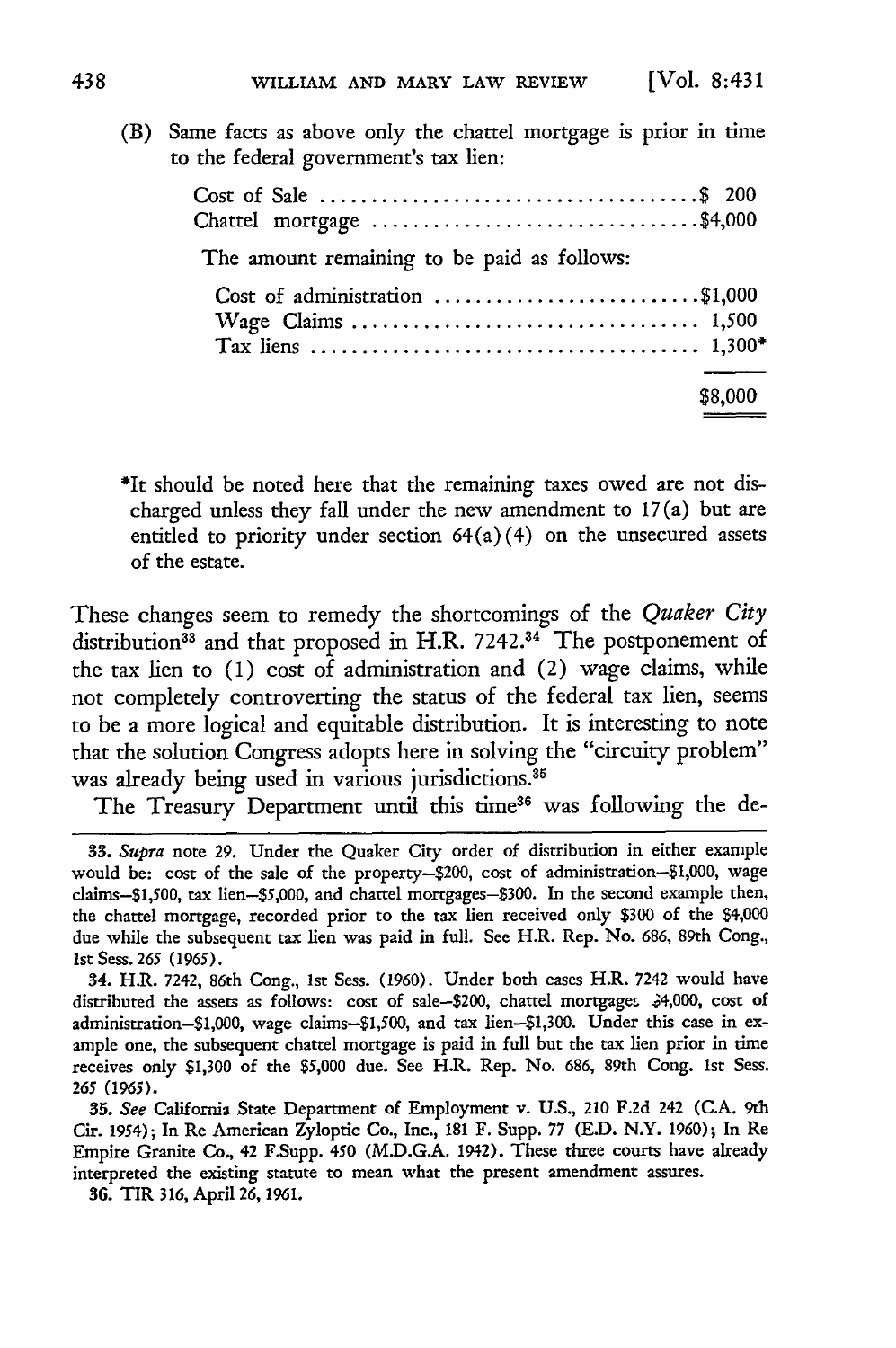(B) Same facts as above only the chattel mortgage is prior in time to the federal government's tax lien:

| | |
|---|---|
| Cost of Sale | $ 200 |
| Chattel mortgage | $4,000 |

The amount remaining to be paid as follows:

| | |
|---|---|
| Cost of administration | $1,000 |
| Wage Claims | 1,500 |
| Tax liens | 1,300* |
| | $8,000 |

*It should be noted here that the remaining taxes owed are not discharged unless they fall under the new amendment to 17(a) but are entitled to priority under section 64(a)(4) on the unsecured assets of the estate.

These changes seem to remedy the shortcomings of the *Quaker City* distribution[33] and that proposed in H.R. 7242.[34] The postponement of the tax lien to (1) cost of administration and (2) wage claims, while not completely controverting the status of the federal tax lien, seems to be a more logical and equitable distribution. It is interesting to note that the solution Congress adopts here in solving the "circuity problem" was already being used in various jurisdictions.[35]

The Treasury Department until this time[36] was following the de-

---

33. *Supra* note 29. Under the Quaker City order of distribution in either example would be: cost of the sale of the property—$200, cost of administration—$1,000, wage claims—$1,500, tax lien—$5,000, and chattel mortgages—$300. In the second example then, the chattel mortgage, recorded prior to the tax lien received only $300 of the $4,000 due while the subsequent tax lien was paid in full. See H.R. Rep. No. 686, 89th Cong., 1st Sess. 265 (1965).

34. H.R. 7242, 86th Cong., 1st Sess. (1960). Under both cases H.R. 7242 would have distributed the assets as follows: cost of sale—$200, chattel mortgages $4,000, cost of administration—$1,000, wage claims—$1,500, and tax lien—$1,300. Under this case in example one, the subsequent chattel mortgage is paid in full but the tax lien prior in time receives only $1,300 of the $5,000 due. See H.R. Rep. No. 686, 89th Cong. 1st Sess. 265 (1965).

35. *See* California State Department of Employment v. U.S., 210 F.2d 242 (C.A. 9th Cir. 1954); In Re American Zyloptic Co., Inc., 181 F. Supp. 77 (E.D. N.Y. 1960); In Re Empire Granite Co., 42 F.Supp. 450 (M.D.G.A. 1942). These three courts have already interpreted the existing statute to mean what the present amendment assures.

36. TIR 316, April 26, 1961.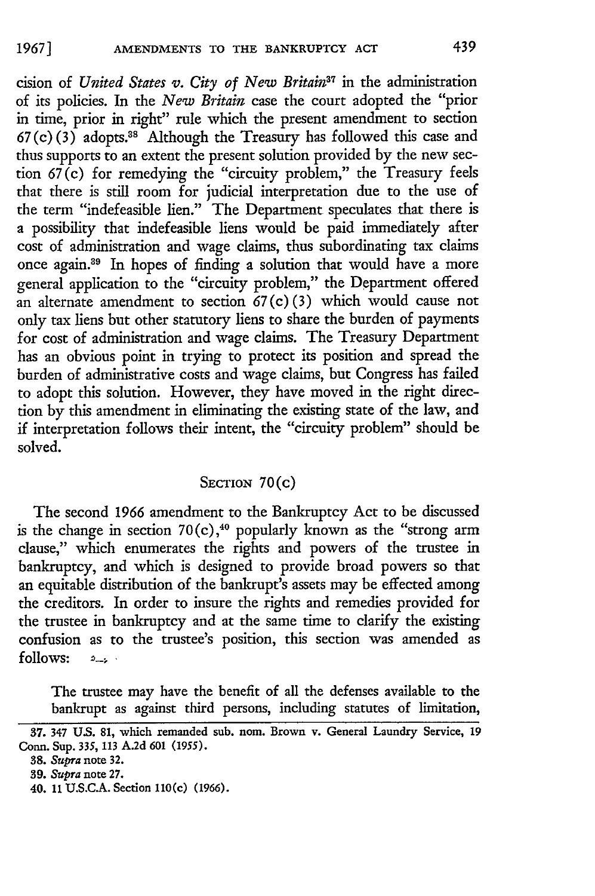cision of *United States v. City of New Britain*[37] in the administration of its policies. In the *New Britain* case the court adopted the "prior in time, prior in right" rule which the present amendment to section 67(c)(3) adopts.[38] Although the Treasury has followed this case and thus supports to an extent the present solution provided by the new section 67(c) for remedying the "circuity problem," the Treasury feels that there is still room for judicial interpretation due to the use of the term "indefeasible lien." The Department speculates that there is a possibility that indefeasible liens would be paid immediately after cost of administration and wage claims, thus subordinating tax claims once again.[39] In hopes of finding a solution that would have a more general application to the "circuity problem," the Department offered an alternate amendment to section 67(c)(3) which would cause not only tax liens but other statutory liens to share the burden of payments for cost of administration and wage claims. The Treasury Department has an obvious point in trying to protect its position and spread the burden of administrative costs and wage claims, but Congress has failed to adopt this solution. However, they have moved in the right direction by this amendment in eliminating the existing state of the law, and if interpretation follows their intent, the "circuity problem" should be solved.

## SECTION 70(c)

The second 1966 amendment to the Bankruptcy Act to be discussed is the change in section 70(c),[40] popularly known as the "strong arm clause," which enumerates the rights and powers of the trustee in bankruptcy, and which is designed to provide broad powers so that an equitable distribution of the bankrupt's assets may be effected among the creditors. In order to insure the rights and remedies provided for the trustee in bankruptcy and at the same time to clarify the existing confusion as to the trustee's position, this section was amended as follows:

> The trustee may have the benefit of all the defenses available to the bankrupt as against third persons, including statutes of limitation,

---

37. 347 U.S. 81, which remanded sub. nom. Brown v. General Laundry Service, 19 Conn. Sup. 335, 113 A.2d 601 (1955).

38. *Supra* note 32.

39. *Supra* note 27.

40. 11 U.S.C.A. Section 110(c) (1966).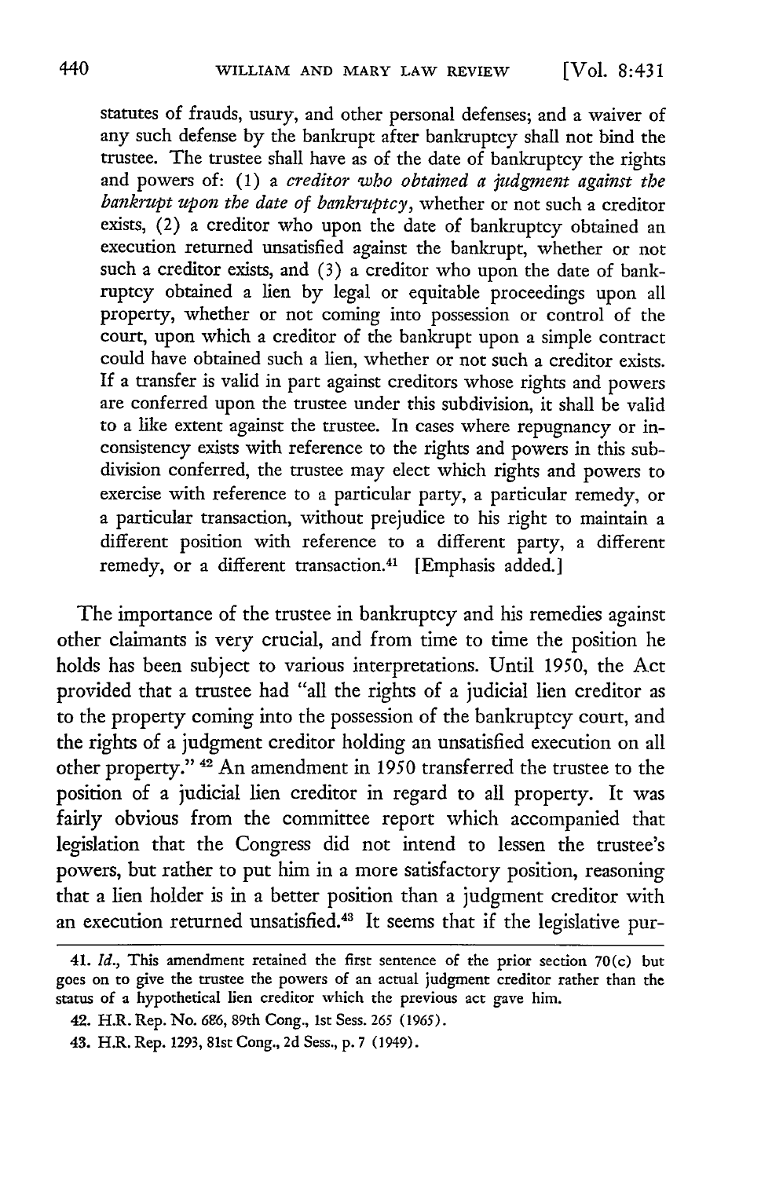statutes of frauds, usury, and other personal defenses; and a waiver of any such defense by the bankrupt after bankruptcy shall not bind the trustee. The trustee shall have as of the date of bankruptcy the rights and powers of: (1) a *creditor who obtained a judgment against the bankrupt upon the date of bankruptcy*, whether or not such a creditor exists, (2) a creditor who upon the date of bankruptcy obtained an execution returned unsatisfied against the bankrupt, whether or not such a creditor exists, and (3) a creditor who upon the date of bankruptcy obtained a lien by legal or equitable proceedings upon all property, whether or not coming into possession or control of the court, upon which a creditor of the bankrupt upon a simple contract could have obtained such a lien, whether or not such a creditor exists. If a transfer is valid in part against creditors whose rights and powers are conferred upon the trustee under this subdivision, it shall be valid to a like extent against the trustee. In cases where repugnancy or inconsistency exists with reference to the rights and powers in this subdivision conferred, the trustee may elect which rights and powers to exercise with reference to a particular party, a particular remedy, or a particular transaction, without prejudice to his right to maintain a different position with reference to a different party, a different remedy, or a different transaction.[41] [Emphasis added.]

The importance of the trustee in bankruptcy and his remedies against other claimants is very crucial, and from time to time the position he holds has been subject to various interpretations. Until 1950, the Act provided that a trustee had "all the rights of a judicial lien creditor as to the property coming into the possession of the bankruptcy court, and the rights of a judgment creditor holding an unsatisfied execution on all other property." [42] An amendment in 1950 transferred the trustee to the position of a judicial lien creditor in regard to all property. It was fairly obvious from the committee report which accompanied that legislation that the Congress did not intend to lessen the trustee's powers, but rather to put him in a more satisfactory position, reasoning that a lien holder is in a better position than a judgment creditor with an execution returned unsatisfied.[43] It seems that if the legislative pur-

---

41. *Id.*, This amendment retained the first sentence of the prior section 70(c) but goes on to give the trustee the powers of an actual judgment creditor rather than the status of a hypothetical lien creditor which the previous act gave him.

42. H.R. Rep. No. 686, 89th Cong., 1st Sess. 265 (1965).

43. H.R. Rep. 1293, 81st Cong., 2d Sess., p. 7 (1949).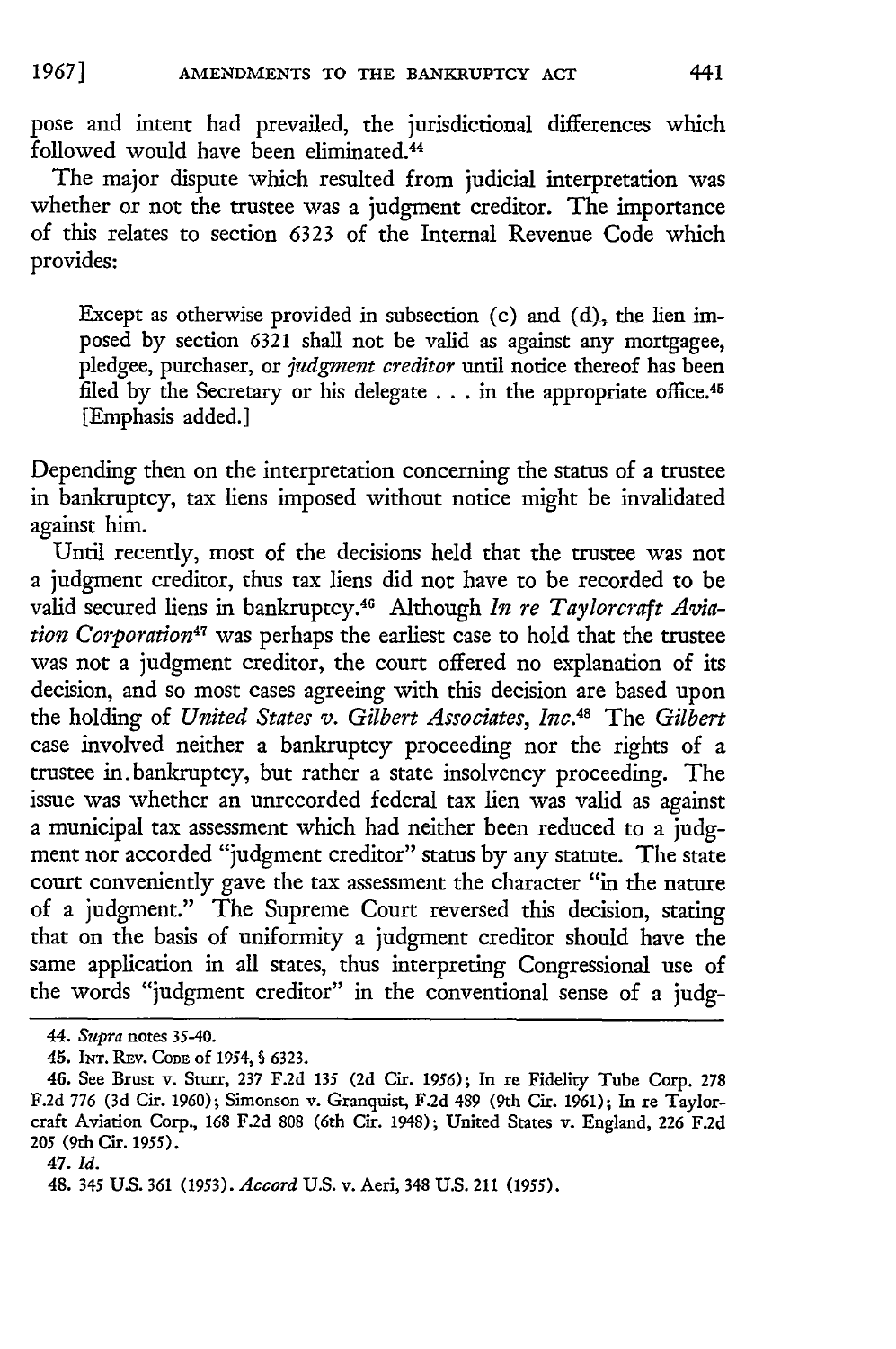pose and intent had prevailed, the jurisdictional differences which followed would have been eliminated.[44]

The major dispute which resulted from judicial interpretation was whether or not the trustee was a judgment creditor. The importance of this relates to section 6323 of the Internal Revenue Code which provides:

> Except as otherwise provided in subsection (c) and (d), the lien imposed by section 6321 shall not be valid as against any mortgagee, pledgee, purchaser, or *judgment creditor* until notice thereof has been filed by the Secretary or his delegate . . . in the appropriate office.[45] [Emphasis added.]

Depending then on the interpretation concerning the status of a trustee in bankruptcy, tax liens imposed without notice might be invalidated against him.

Until recently, most of the decisions held that the trustee was not a judgment creditor, thus tax liens did not have to be recorded to be valid secured liens in bankruptcy.[46] Although *In re Taylorcraft Aviation Corporation*[47] was perhaps the earliest case to hold that the trustee was not a judgment creditor, the court offered no explanation of its decision, and so most cases agreeing with this decision are based upon the holding of *United States v. Gilbert Associates, Inc.*[48] The *Gilbert* case involved neither a bankruptcy proceeding nor the rights of a trustee in bankruptcy, but rather a state insolvency proceeding. The issue was whether an unrecorded federal tax lien was valid as against a municipal tax assessment which had neither been reduced to a judgment nor accorded "judgment creditor" status by any statute. The state court conveniently gave the tax assessment the character "in the nature of a judgment." The Supreme Court reversed this decision, stating that on the basis of uniformity a judgment creditor should have the same application in all states, thus interpreting Congressional use of the words "judgment creditor" in the conventional sense of a judg-

---

44. *Supra* notes 35-40.

45. INT. REV. CODE of 1954, § 6323.

46. See Brust v. Sturr, 237 F.2d 135 (2d Cir. 1956); In re Fidelity Tube Corp. 278 F.2d 776 (3d Cir. 1960); Simonson v. Granquist, F.2d 489 (9th Cir. 1961); In re Taylorcraft Aviation Corp., 168 F.2d 808 (6th Cir. 1948); United States v. England, 226 F.2d 205 (9th Cir. 1955).

47. *Id.*

48. 345 U.S. 361 (1953). *Accord* U.S. v. Aeri, 348 U.S. 211 (1955).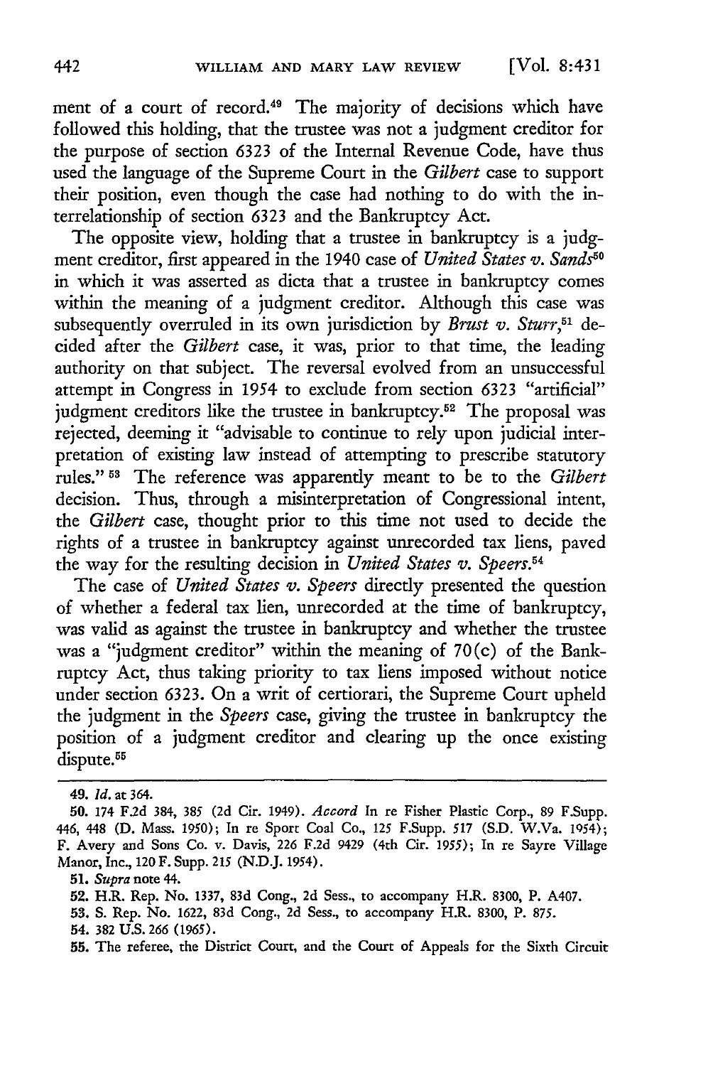ment of a court of record.[49] The majority of decisions which have followed this holding, that the trustee was not a judgment creditor for the purpose of section 6323 of the Internal Revenue Code, have thus used the language of the Supreme Court in the *Gilbert* case to support their position, even though the case had nothing to do with the interrelationship of section 6323 and the Bankruptcy Act.

The opposite view, holding that a trustee in bankruptcy is a judgment creditor, first appeared in the 1940 case of *United States v. Sands*[50] in which it was asserted as dicta that a trustee in bankruptcy comes within the meaning of a judgment creditor. Although this case was subsequently overruled in its own jurisdiction by *Brust v. Sturr*,[51] decided after the *Gilbert* case, it was, prior to that time, the leading authority on that subject. The reversal evolved from an unsuccessful attempt in Congress in 1954 to exclude from section 6323 "artificial" judgment creditors like the trustee in bankruptcy.[52] The proposal was rejected, deeming it "advisable to continue to rely upon judicial interpretation of existing law instead of attempting to prescribe statutory rules." [53] The reference was apparently meant to be to the *Gilbert* decision. Thus, through a misinterpretation of Congressional intent, the *Gilbert* case, thought prior to this time not used to decide the rights of a trustee in bankruptcy against unrecorded tax liens, paved the way for the resulting decision in *United States v. Speers*.[54]

The case of *United States v. Speers* directly presented the question of whether a federal tax lien, unrecorded at the time of bankruptcy, was valid as against the trustee in bankruptcy and whether the trustee was a "judgment creditor" within the meaning of 70(c) of the Bankruptcy Act, thus taking priority to tax liens imposed without notice under section 6323. On a writ of certiorari, the Supreme Court upheld the judgment in the *Speers* case, giving the trustee in bankruptcy the position of a judgment creditor and clearing up the once existing dispute.[55]

---

49. *Id.* at 364.

50. 174 F.2d 384, 385 (2d Cir. 1949). *Accord* In re Fisher Plastic Corp., 89 F.Supp. 446, 448 (D. Mass. 1950); In re Sport Coal Co., 125 F.Supp. 517 (S.D. W.Va. 1954); F. Avery and Sons Co. v. Davis, 226 F.2d 9429 (4th Cir. 1955); In re Sayre Village Manor, Inc., 120 F. Supp. 215 (N.D.J. 1954).

51. *Supra* note 44.

52. H.R. Rep. No. 1337, 83d Cong., 2d Sess., to accompany H.R. 8300, P. A407.

53. S. Rep. No. 1622, 83d Cong., 2d Sess., to accompany H.R. 8300, P. 875.

54. 382 U.S. 266 (1965).

55. The referee, the District Court, and the Court of Appeals for the Sixth Circuit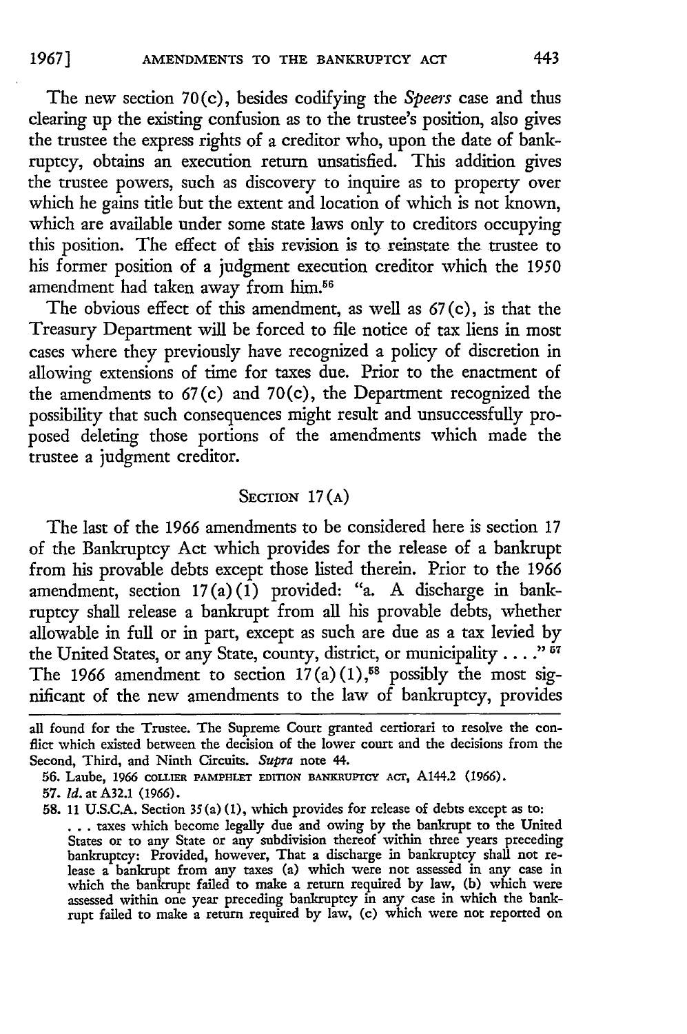The new section 70(c), besides codifying the *Speers* case and thus clearing up the existing confusion as to the trustee's position, also gives the trustee the express rights of a creditor who, upon the date of bankruptcy, obtains an execution return unsatisfied. This addition gives the trustee powers, such as discovery to inquire as to property over which he gains title but the extent and location of which is not known, which are available under some state laws only to creditors occupying this position. The effect of this revision is to reinstate the trustee to his former position of a judgment execution creditor which the 1950 amendment had taken away from him.[56]

The obvious effect of this amendment, as well as 67(c), is that the Treasury Department will be forced to file notice of tax liens in most cases where they previously have recognized a policy of discretion in allowing extensions of time for taxes due. Prior to the enactment of the amendments to 67(c) and 70(c), the Department recognized the possibility that such consequences might result and unsuccessfully proposed deleting those portions of the amendments which made the trustee a judgment creditor.

## SECTION 17(A)

The last of the 1966 amendments to be considered here is section 17 of the Bankruptcy Act which provides for the release of a bankrupt from his provable debts except those listed therein. Prior to the 1966 amendment, section 17(a)(1) provided: "a. A discharge in bankruptcy shall release a bankrupt from all his provable debts, whether allowable in full or in part, except as such are due as a tax levied by the United States, or any State, county, district, or municipality . . . ."[57] The 1966 amendment to section 17(a)(1),[58] possibly the most significant of the new amendments to the law of bankruptcy, provides

---

all found for the Trustee. The Supreme Court granted certiorari to resolve the conflict which existed between the decision of the lower court and the decisions from the Second, Third, and Ninth Circuits. *Supra* note 44.

56. Laube, 1966 COLLIER PAMPHLET EDITION BANKRUPTCY ACT, A144.2 (1966).

57. *Id.* at A32.1 (1966).

58. 11 U.S.C.A. Section 35(a)(1), which provides for release of debts except as to:

> . . . taxes which become legally due and owing by the bankrupt to the United States or to any State or any subdivision thereof within three years preceding bankruptcy: Provided, however, That a discharge in bankruptcy shall not release a bankrupt from any taxes (a) which were not assessed in any case in which the bankrupt failed to make a return required by law, (b) which were assessed within one year preceding bankruptcy in any case in which the bankrupt failed to make a return required by law, (c) which were not reported on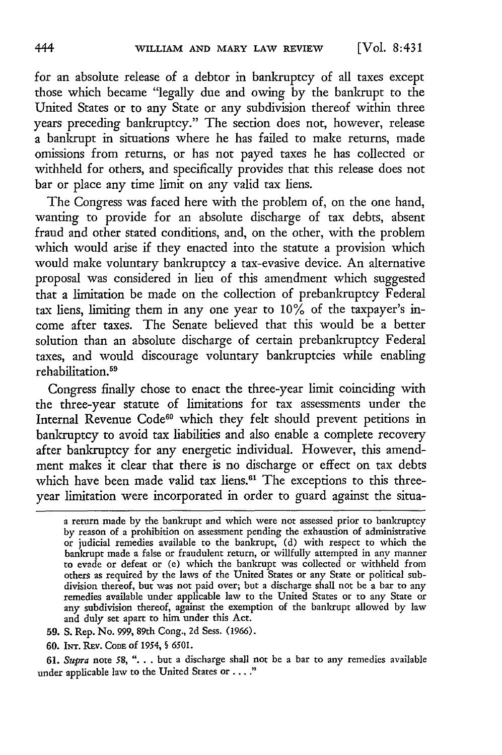for an absolute release of a debtor in bankruptcy of all taxes except those which became "legally due and owing by the bankrupt to the United States or to any State or any subdivision thereof within three years preceding bankruptcy." The section does not, however, release a bankrupt in situations where he has failed to make returns, made omissions from returns, or has not payed taxes he has collected or withheld for others, and specifically provides that this release does not bar or place any time limit on any valid tax liens.

The Congress was faced here with the problem of, on the one hand, wanting to provide for an absolute discharge of tax debts, absent fraud and other stated conditions, and, on the other, with the problem which would arise if they enacted into the statute a provision which would make voluntary bankruptcy a tax-evasive device. An alternative proposal was considered in lieu of this amendment which suggested that a limitation be made on the collection of prebankruptcy Federal tax liens, limiting them in any one year to 10% of the taxpayer's income after taxes. The Senate believed that this would be a better solution than an absolute discharge of certain prebankruptcy Federal taxes, and would discourage voluntary bankruptcies while enabling rehabilitation.[59]

Congress finally chose to enact the three-year limit coinciding with the three-year statute of limitations for tax assessments under the Internal Revenue Code[60] which they felt should prevent petitions in bankruptcy to avoid tax liabilities and also enable a complete recovery after bankruptcy for any energetic individual. However, this amendment makes it clear that there is no discharge or effect on tax debts which have been made valid tax liens.[61] The exceptions to this three-year limitation were incorporated in order to guard against the situa-

---

a return made by the bankrupt and which were not assessed prior to bankruptcy by reason of a prohibition on assessment pending the exhaustion of administrative or judicial remedies available to the bankrupt, (d) with respect to which the bankrupt made a false or fraudulent return, or willfully attempted in any manner to evade or defeat or (e) which the bankrupt was collected or withheld from others as required by the laws of the United States or any State or political subdivision thereof, but was not paid over; but a discharge shall not be a bar to any remedies available under applicable law to the United States or to any State or any subdivision thereof, against the exemption of the bankrupt allowed by law and duly set apart to him under this Act.

59. S. Rep. No. 999, 89th Cong., 2d Sess. (1966).

60. Int. Rev. Code of 1954, § 6501.

61. *Supra* note 58, ". . . but a discharge shall not be a bar to any remedies available under applicable law to the United States or . . . ."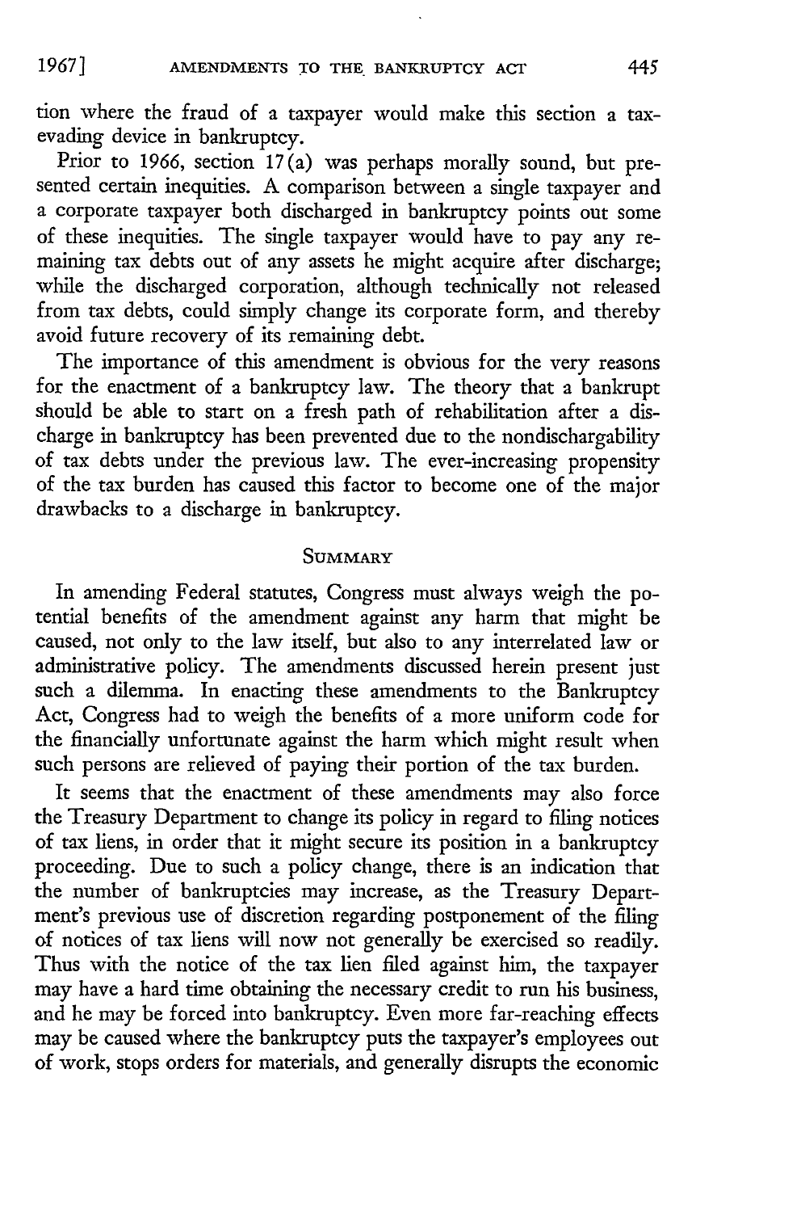tion where the fraud of a taxpayer would make this section a tax-evading device in bankruptcy.

Prior to 1966, section 17(a) was perhaps morally sound, but presented certain inequities. A comparison between a single taxpayer and a corporate taxpayer both discharged in bankruptcy points out some of these inequities. The single taxpayer would have to pay any remaining tax debts out of any assets he might acquire after discharge; while the discharged corporation, although technically not released from tax debts, could simply change its corporate form, and thereby avoid future recovery of its remaining debt.

The importance of this amendment is obvious for the very reasons for the enactment of a bankruptcy law. The theory that a bankrupt should be able to start on a fresh path of rehabilitation after a discharge in bankruptcy has been prevented due to the nondischargability of tax debts under the previous law. The ever-increasing propensity of the tax burden has caused this factor to become one of the major drawbacks to a discharge in bankruptcy.

## SUMMARY

In amending Federal statutes, Congress must always weigh the potential benefits of the amendment against any harm that might be caused, not only to the law itself, but also to any interrelated law or administrative policy. The amendments discussed herein present just such a dilemma. In enacting these amendments to the Bankruptcy Act, Congress had to weigh the benefits of a more uniform code for the financially unfortunate against the harm which might result when such persons are relieved of paying their portion of the tax burden.

It seems that the enactment of these amendments may also force the Treasury Department to change its policy in regard to filing notices of tax liens, in order that it might secure its position in a bankruptcy proceeding. Due to such a policy change, there is an indication that the number of bankruptcies may increase, as the Treasury Department's previous use of discretion regarding postponement of the filing of notices of tax liens will now not generally be exercised so readily. Thus with the notice of the tax lien filed against him, the taxpayer may have a hard time obtaining the necessary credit to run his business, and he may be forced into bankruptcy. Even more far-reaching effects may be caused where the bankruptcy puts the taxpayer's employees out of work, stops orders for materials, and generally disrupts the economic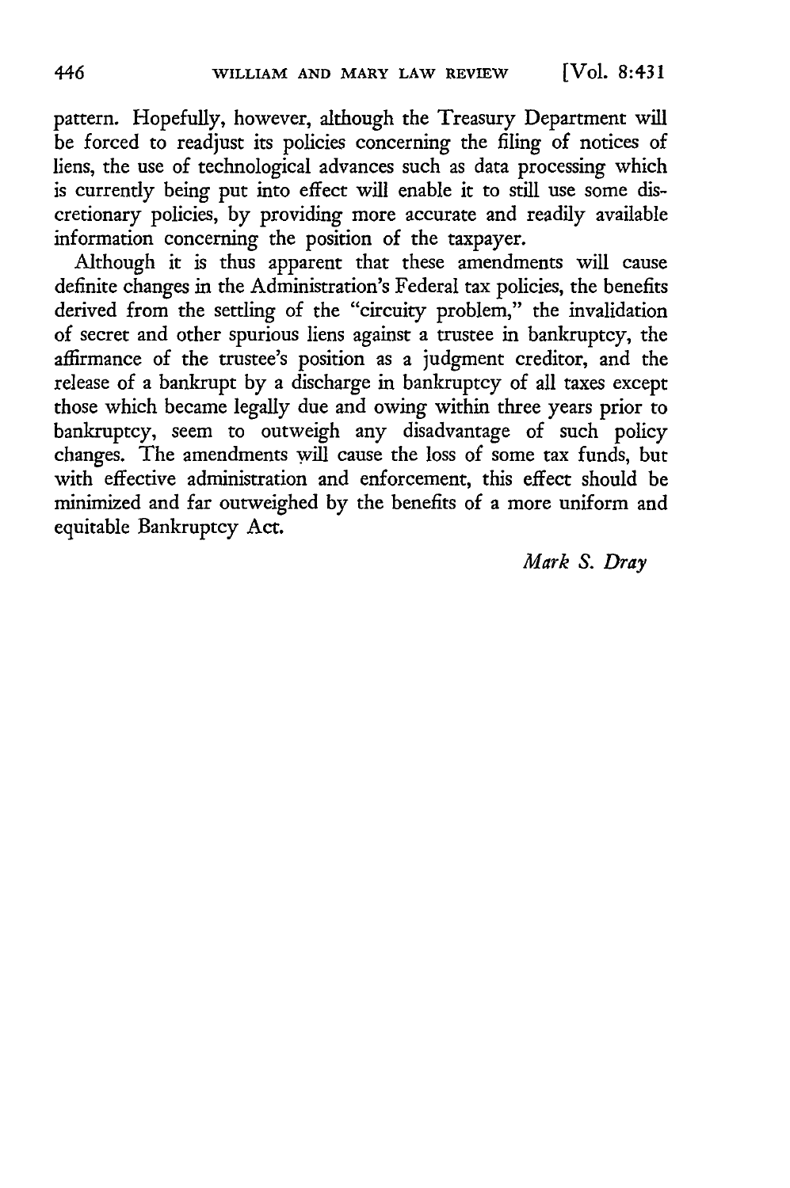pattern. Hopefully, however, although the Treasury Department will be forced to readjust its policies concerning the filing of notices of liens, the use of technological advances such as data processing which is currently being put into effect will enable it to still use some discretionary policies, by providing more accurate and readily available information concerning the position of the taxpayer.

Although it is thus apparent that these amendments will cause definite changes in the Administration's Federal tax policies, the benefits derived from the settling of the "circuity problem," the invalidation of secret and other spurious liens against a trustee in bankruptcy, the affirmance of the trustee's position as a judgment creditor, and the release of a bankrupt by a discharge in bankruptcy of all taxes except those which became legally due and owing within three years prior to bankruptcy, seem to outweigh any disadvantage of such policy changes. The amendments will cause the loss of some tax funds, but with effective administration and enforcement, this effect should be minimized and far outweighed by the benefits of a more uniform and equitable Bankruptcy Act.

*Mark S. Dray*